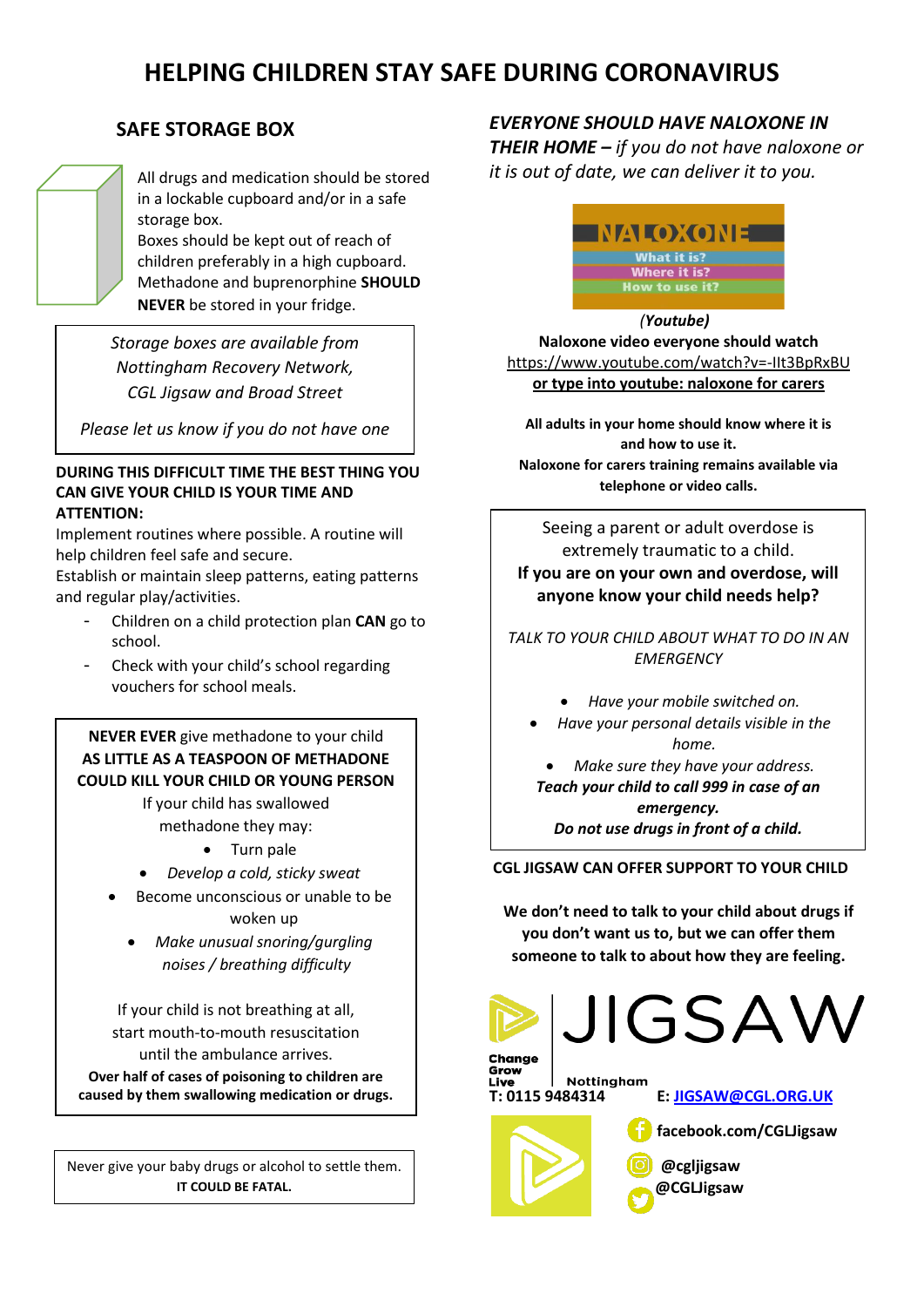# HELPING CHILDREN STAY SAFE DURING CORONAVIRUS

## SAFE STORAGE BOX

All drugs and medication should be stored in a lockable cupboard and/or in a safe storage box.
Boxes should be kept out of reach of children preferably in a high cupboard.
Methadone and buprenorphine **SHOULD NEVER** be stored in your fridge.

*Storage boxes are available from Nottingham Recovery Network, CGL Jigsaw and Broad Street*

*Please let us know if you do not have one*

**DURING THIS DIFFICULT TIME THE BEST THING YOU CAN GIVE YOUR CHILD IS YOUR TIME AND ATTENTION:**

Implement routines where possible. A routine will help children feel safe and secure.
Establish or maintain sleep patterns, eating patterns and regular play/activities.

- Children on a child protection plan **CAN** go to school.
- Check with your child's school regarding vouchers for school meals.

**NEVER EVER** give methadone to your child
**AS LITTLE AS A TEASPOON OF METHADONE COULD KILL YOUR CHILD OR YOUNG PERSON**

If your child has swallowed methadone they may:

- Turn pale
- *Develop a cold, sticky sweat*
- Become unconscious or unable to be woken up
- *Make unusual snoring/gurgling noises / breathing difficulty*

If your child is not breathing at all, start mouth-to-mouth resuscitation until the ambulance arrives.

**Over half of cases of poisoning to children are caused by them swallowing medication or drugs.**

Never give your baby drugs or alcohol to settle them. **IT COULD BE FATAL.**

***EVERYONE SHOULD HAVE NALOXONE IN THEIR HOME –*** *if you do not have naloxone or it is out of date, we can deliver it to you.*

NALOXONE
What it is?
Where it is?
How to use it?

*(**Youtube**)*
**Naloxone video everyone should watch**
https://www.youtube.com/watch?v=-IIt3BpRxBU
**or type into youtube: naloxone for carers**

**All adults in your home should know where it is and how to use it.**
**Naloxone for carers training remains available via telephone or video calls.**

Seeing a parent or adult overdose is extremely traumatic to a child.
**If you are on your own and overdose, will anyone know your child needs help?**

*TALK TO YOUR CHILD ABOUT WHAT TO DO IN AN EMERGENCY*

- *Have your mobile switched on.*
- *Have your personal details visible in the home.*
- *Make sure they have your address.*

***Teach your child to call 999 in case of an emergency.***
***Do not use drugs in front of a child.***

**CGL JIGSAW CAN OFFER SUPPORT TO YOUR CHILD**

**We don't need to talk to your child about drugs if you don't want us to, but we can offer them someone to talk to about how they are feeling.**

Change Grow Live | JIGSAW Nottingham

**T: 0115 9484314** **E: JIGSAW@CGL.ORG.UK**

**facebook.com/CGLJigsaw**
**@cgljigsaw**
**@CGLJigsaw**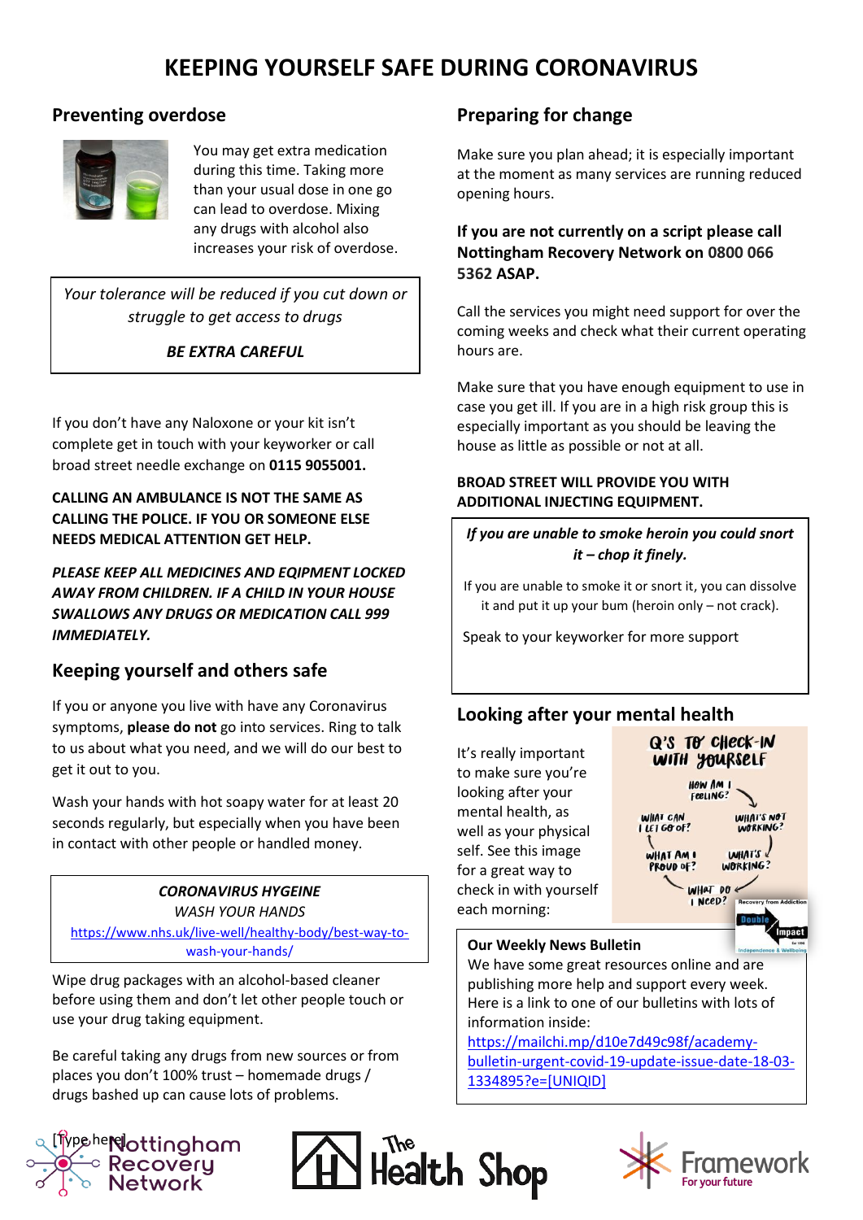# KEEPING YOURSELF SAFE DURING CORONAVIRUS

## Preventing overdose

You may get extra medication during this time. Taking more than your usual dose in one go can lead to overdose. Mixing any drugs with alcohol also increases your risk of overdose.

*Your tolerance will be reduced if you cut down or struggle to get access to drugs*

***BE EXTRA CAREFUL***

If you don't have any Naloxone or your kit isn't complete get in touch with your keyworker or call broad street needle exchange on **0115 9055001.**

**CALLING AN AMBULANCE IS NOT THE SAME AS CALLING THE POLICE. IF YOU OR SOMEONE ELSE NEEDS MEDICAL ATTENTION GET HELP.**

***PLEASE KEEP ALL MEDICINES AND EQIPMENT LOCKED AWAY FROM CHILDREN. IF A CHILD IN YOUR HOUSE SWALLOWS ANY DRUGS OR MEDICATION CALL 999 IMMEDIATELY.***

## Keeping yourself and others safe

If you or anyone you live with have any Coronavirus symptoms, **please do not** go into services. Ring to talk to us about what you need, and we will do our best to get it out to you.

Wash your hands with hot soapy water for at least 20 seconds regularly, but especially when you have been in contact with other people or handled money.

***CORONAVIRUS HYGEINE***

*WASH YOUR HANDS*

https://www.nhs.uk/live-well/healthy-body/best-way-to-wash-your-hands/

Wipe drug packages with an alcohol-based cleaner before using them and don't let other people touch or use your drug taking equipment.

Be careful taking any drugs from new sources or from places you don't 100% trust – homemade drugs / drugs bashed up can cause lots of problems.

## Preparing for change

Make sure you plan ahead; it is especially important at the moment as many services are running reduced opening hours.

**If you are not currently on a script please call Nottingham Recovery Network on 0800 066 5362 ASAP.**

Call the services you might need support for over the coming weeks and check what their current operating hours are.

Make sure that you have enough equipment to use in case you get ill. If you are in a high risk group this is especially important as you should be leaving the house as little as possible or not at all.

**BROAD STREET WILL PROVIDE YOU WITH ADDITIONAL INJECTING EQUIPMENT.**

***If you are unable to smoke heroin you could snort it – chop it finely.***

If you are unable to smoke it or snort it, you can dissolve it and put it up your bum (heroin only – not crack).

Speak to your keyworker for more support

## Looking after your mental health

It's really important to make sure you're looking after your mental health, as well as your physical self. See this image for a great way to check in with yourself each morning:

Q'S TO CHECK-IN WITH YOURSELF

HOW AM I FEELING?

WHAT'S NOT WORKING?

WHAT'S WORKING?

WHAT DO I NEED?

WHAT AM I PROUD OF?

WHAT CAN I LET GO OF?

Recovery from Addiction
Double Impact
Independence & Wellbeing

**Our Weekly News Bulletin**

We have some great resources online and are publishing more help and support every week. Here is a link to one of our bulletins with lots of information inside:
https://mailchi.mp/d10e7d49c98f/academy-bulletin-urgent-covid-19-update-issue-date-18-03-1334895?e=[UNIQID]

[Type here] Nottingham Recovery Network

The Health Shop

Framework For your future